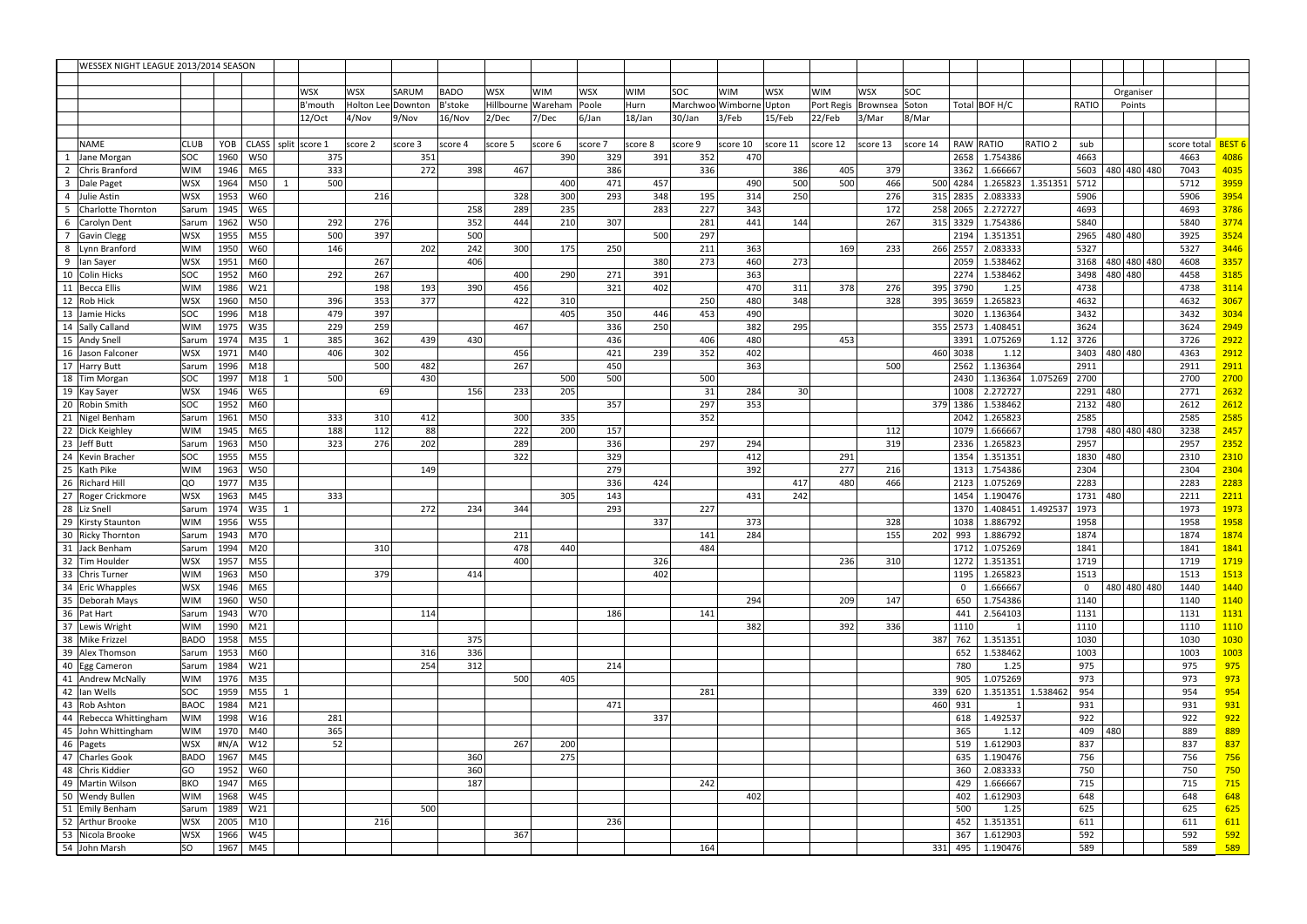| | WESSEX NIGHT LEAGUE 2013/2014 SEASON | | | | | | | | | | | | | | | | | | | | | | | | | | | |
|---|---|---|---|---|---|---|---|---|---|---|---|---|---|---|---|---|---|---|---|---|---|---|---|---|---|---|---|---|
| | | | | | | WSX | WSX | SARUM | BADO | WSX | WIM | WSX | WIM | SOC | WIM | WSX | WIM | WSX | SOC | | | | | Organiser | | | | |
| | | | | | | B'mouth | Holton Lee | Downton | B'stoke | Hillbourne | Wareham | Poole | Hurn | Marchwoo | Wimborne | Upton | Port Regis | Brownsea | Soton | Total BOF H/C | | | RATIO | Points | | | | |
| | | | | | | 12/Oct | 4/Nov | 9/Nov | 16/Nov | 2/Dec | 7/Dec | 6/Jan | 18/Jan | 30/Jan | 3/Feb | 15/Feb | 22/Feb | 3/Mar | 8/Mar | | | | | | | | | |
| | NAME | CLUB | YOB | CLASS | split | score 1 | score 2 | score 3 | score 4 | score 5 | score 6 | score 7 | score 8 | score 9 | score 10 | score 11 | score 12 | score 13 | score 14 | RAW | RATIO | RATIO 2 | sub | | | | score total | BEST 6 |
| 1 | Jane Morgan | SOC | 1960 | W50 | | 375 | | 351 | | | 390 | 329 | 391 | 352 | 470 | | | | | 2658 | 1.754386 | | 4663 | | | | 4663 | 4086 |
| 2 | Chris Branford | WIM | 1946 | M65 | | 333 | | 272 | 398 | 467 | | 386 | | 336 | | 386 | 405 | 379 | | 3362 | 1.666667 | | 5603 | 480 | 480 | 480 | 7043 | 4035 |
| 3 | Dale Paget | WSX | 1964 | M50 | 1 | 500 | | | | | 400 | 471 | 457 | | 490 | 500 | 500 | 466 | 500 | 4284 | 1.265823 | 1.351351 | 5712 | | | | 5712 | 3959 |
| 4 | Julie Astin | WSX | 1953 | W60 | | | 216 | | | 328 | 300 | 293 | 348 | 195 | 314 | 250 | | 276 | 315 | 2835 | 2.083333 | | 5906 | | | | 5906 | 3954 |
| 5 | Charlotte Thornton | Sarum | 1945 | W65 | | | | | 258 | 289 | 235 | | 283 | 227 | 343 | | | 172 | 258 | 2065 | 2.272727 | | 4693 | | | | 4693 | 3786 |
| 6 | Carolyn Dent | Sarum | 1962 | W50 | | 292 | 276 | | 352 | 444 | 210 | 307 | | 281 | 441 | 144 | | 267 | 315 | 3329 | 1.754386 | | 5840 | | | | 5840 | 3774 |
| 7 | Gavin Clegg | WSX | 1955 | M55 | | 500 | 397 | | 500 | | | | 500 | 297 | | | | | | 2194 | 1.351351 | | 2965 | 480 | 480 | | 3925 | 3524 |
| 8 | Lynn Branford | WIM | 1950 | W60 | | 146 | | 202 | 242 | 300 | 175 | 250 | | 211 | 363 | | 169 | 233 | 266 | 2557 | 2.083333 | | 5327 | | | | 5327 | 3446 |
| 9 | Ian Sayer | WSX | 1951 | M60 | | | 267 | | 406 | | | | 380 | 273 | 460 | 273 | | | | 2059 | 1.538462 | | 3168 | 480 | 480 | 480 | 4608 | 3357 |
| 10 | Colin Hicks | SOC | 1952 | M60 | | 292 | 267 | | | 400 | 290 | 271 | 391 | | 363 | | | | | 2274 | 1.538462 | | 3498 | 480 | 480 | | 4458 | 3185 |
| 11 | Becca Ellis | WIM | 1986 | W21 | | | 198 | 193 | 390 | 456 | | 321 | 402 | | 470 | 311 | 378 | 276 | 395 | 3790 | 1.25 | | 4738 | | | | 4738 | 3114 |
| 12 | Rob Hick | WSX | 1960 | M50 | | 396 | 353 | 377 | | 422 | 310 | | | 250 | 480 | 348 | | 328 | 395 | 3659 | 1.265823 | | 4632 | | | | 4632 | 3067 |
| 13 | Jamie Hicks | SOC | 1996 | M18 | | 479 | 397 | | | | 405 | 350 | 446 | 453 | 490 | | | | | 3020 | 1.136364 | | 3432 | | | | 3432 | 3034 |
| 14 | Sally Calland | WIM | 1975 | W35 | | 229 | 259 | | | 467 | | 336 | 250 | | 382 | 295 | | | 355 | 2573 | 1.408451 | | 3624 | | | | 3624 | 2949 |
| 15 | Andy Snell | Sarum | 1974 | M35 | 1 | 385 | 362 | 439 | 430 | | | 436 | | 406 | 480 | | 453 | | | 3391 | 1.075269 | 1.12 | 3726 | | | | 3726 | 2922 |
| 16 | Jason Falconer | WSX | 1971 | M40 | | 406 | 302 | | | 456 | | 421 | 239 | 352 | 402 | | | | 460 | 3038 | 1.12 | | 3403 | 480 | 480 | | 4363 | 2912 |
| 17 | Harry Butt | Sarum | 1996 | M18 | | | 500 | 482 | | 267 | | 450 | | | 363 | | | 500 | | 2562 | 1.136364 | | 2911 | | | | 2911 | 2911 |
| 18 | Tim Morgan | SOC | 1997 | M18 | 1 | 500 | | 430 | | | 500 | 500 | | 500 | | | | | | 2430 | 1.136364 | 1.075269 | 2700 | | | | 2700 | 2700 |
| 19 | Kay Sayer | WSX | 1946 | W65 | | | 69 | | 156 | 233 | 205 | | | 31 | 284 | 30 | | | | 1008 | 2.272727 | | 2291 | 480 | | | 2771 | 2632 |
| 20 | Robin Smith | SOC | 1952 | M60 | | | | | | | | 357 | | 297 | 353 | | | | 379 | 1386 | 1.538462 | | 2132 | 480 | | | 2612 | 2612 |
| 21 | Nigel Benham | Sarum | 1961 | M50 | | 333 | 310 | 412 | | 300 | 335 | | | 352 | | | | | | 2042 | 1.265823 | | 2585 | | | | 2585 | 2585 |
| 22 | Dick Keighley | WIM | 1945 | M65 | | 188 | 112 | 88 | | 222 | 200 | 157 | | | | | | 112 | | 1079 | 1.666667 | | 1798 | 480 | 480 | 480 | 3238 | 2457 |
| 23 | Jeff Butt | Sarum | 1963 | M50 | | 323 | 276 | 202 | | 289 | | 336 | | 297 | 294 | | | 319 | | 2336 | 1.265823 | | 2957 | | | | 2957 | 2352 |
| 24 | Kevin Bracher | SOC | 1955 | M55 | | | | | | 322 | | 329 | | | 412 | | 291 | | | 1354 | 1.351351 | | 1830 | 480 | | | 2310 | 2310 |
| 25 | Kath Pike | WIM | 1963 | W50 | | | | 149 | | | | 279 | | | 392 | | 277 | 216 | | 1313 | 1.754386 | | 2304 | | | | 2304 | 2304 |
| 26 | Richard Hill | QO | 1977 | M35 | | | | | | | | 336 | 424 | | | 417 | 480 | 466 | | 2123 | 1.075269 | | 2283 | | | | 2283 | 2283 |
| 27 | Roger Crickmore | WSX | 1963 | M45 | | 333 | | | | | 305 | 143 | | | 431 | 242 | | | | 1454 | 1.190476 | | 1731 | 480 | | | 2211 | 2211 |
| 28 | Liz Snell | Sarum | 1974 | W35 | 1 | | | 272 | 234 | 344 | | 293 | | 227 | | | | | | 1370 | 1.408451 | 1.492537 | 1973 | | | | 1973 | 1973 |
| 29 | Kirsty Staunton | WIM | 1956 | W55 | | | | | | | | | 337 | | 373 | | | 328 | | 1038 | 1.886792 | | 1958 | | | | 1958 | 1958 |
| 30 | Ricky Thornton | Sarum | 1943 | M70 | | | | | | 211 | | | | 141 | 284 | | | 155 | 202 | 993 | 1.886792 | | 1874 | | | | 1874 | 1874 |
| 31 | Jack Benham | Sarum | 1994 | M20 | | | 310 | | | 478 | 440 | | | 484 | | | | | | 1712 | 1.075269 | | 1841 | | | | 1841 | 1841 |
| 32 | Tim Houlder | WSX | 1957 | M55 | | | | | | 400 | | | 326 | | | | 236 | 310 | | 1272 | 1.351351 | | 1719 | | | | 1719 | 1719 |
| 33 | Chris Turner | WIM | 1963 | M50 | | | 379 | | 414 | | | | 402 | | | | | | | 1195 | 1.265823 | | 1513 | | | | 1513 | 1513 |
| 34 | Eric Whapples | WSX | 1946 | M65 | | | | | | | | | | | | | | | | 0 | 1.666667 | | 0 | 480 | 480 | 480 | 1440 | 1440 |
| 35 | Deborah Mays | WIM | 1960 | W50 | | | | | | | | | | | 294 | | 209 | 147 | | 650 | 1.754386 | | 1140 | | | | 1140 | 1140 |
| 36 | Pat Hart | Sarum | 1943 | W70 | | | | 114 | | | | 186 | | 141 | | | | | | 441 | 2.564103 | | 1131 | | | | 1131 | 1131 |
| 37 | Lewis Wright | WIM | 1990 | M21 | | | | | | | | | | | 382 | | 392 | 336 | | 1110 | 1 | | 1110 | | | | 1110 | 1110 |
| 38 | Mike Frizzel | BADO | 1958 | M55 | | | | | 375 | | | | | | | | | | 387 | 762 | 1.351351 | | 1030 | | | | 1030 | 1030 |
| 39 | Alex Thomson | Sarum | 1953 | M60 | | | | 316 | 336 | | | | | | | | | | | 652 | 1.538462 | | 1003 | | | | 1003 | 1003 |
| 40 | Egg Cameron | Sarum | 1984 | W21 | | | | 254 | 312 | | | 214 | | | | | | | | 780 | 1.25 | | 975 | | | | 975 | 975 |
| 41 | Andrew McNally | WIM | 1976 | M35 | | | | | | 500 | 405 | | | | | | | | | 905 | 1.075269 | | 973 | | | | 973 | 973 |
| 42 | Ian Wells | SOC | 1959 | M55 | 1 | | | | | | | | | 281 | | | | | 339 | 620 | 1.351351 | 1.538462 | 954 | | | | 954 | 954 |
| 43 | Rob Ashton | BAOC | 1984 | M21 | | | | | | | | 471 | | | | | | | 460 | 931 | 1 | | 931 | | | | 931 | 931 |
| 44 | Rebecca Whittingham | WIM | 1998 | W16 | | 281 | | | | | | | 337 | | | | | | | 618 | 1.492537 | | 922 | | | | 922 | 922 |
| 45 | John Whittingham | WIM | 1970 | M40 | | 365 | | | | | | | | | | | | | | 365 | 1.12 | | 409 | 480 | | | 889 | 889 |
| 46 | Pagets | WSX | #N/A | W12 | | 52 | | | | 267 | 200 | | | | | | | | | 519 | 1.612903 | | 837 | | | | 837 | 837 |
| 47 | Charles Gook | BADO | 1967 | M45 | | | | | 360 | | 275 | | | | | | | | | 635 | 1.190476 | | 756 | | | | 756 | 756 |
| 48 | Chris Kiddier | GO | 1952 | W60 | | | | | 360 | | | | | | | | | | | 360 | 2.083333 | | 750 | | | | 750 | 750 |
| 49 | Martin Wilson | BKO | 1947 | M65 | | | | | 187 | | | | | 242 | | | | | | 429 | 1.666667 | | 715 | | | | 715 | 715 |
| 50 | Wendy Bullen | WIM | 1968 | W45 | | | | | | | | | | | 402 | | | | | 402 | 1.612903 | | 648 | | | | 648 | 648 |
| 51 | Emily Benham | Sarum | 1989 | W21 | | | | 500 | | | | | | | | | | | | 500 | 1.25 | | 625 | | | | 625 | 625 |
| 52 | Arthur Brooke | WSX | 2005 | M10 | | | 216 | | | | | 236 | | | | | | | | 452 | 1.351351 | | 611 | | | | 611 | 611 |
| 53 | Nicola Brooke | WSX | 1966 | W45 | | | | | | 367 | | | | | | | | | | 367 | 1.612903 | | 592 | | | | 592 | 592 |
| 54 | John Marsh | SO | 1967 | M45 | | | | | | | | | | 164 | | | | | 331 | 495 | 1.190476 | | 589 | | | | 589 | 589 |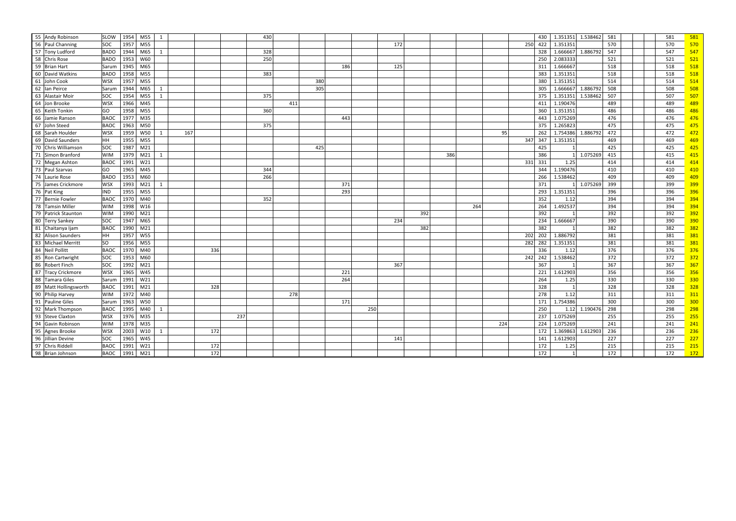| | | | | | | | | | | | | | | | | | | | | | | | | | | | | |
|---|---|---|---|---|---|---|---|---|---|---|---|---|---|---|---|---|---|---|---|---|---|---|---|---|---|---|---|---|
| 55 | Andy Robinson | SLOW | 1954 | M55 | 1 | | | | 430 | | | | | | | | | | | | 430 | 1.351351 | 1.538462 | 581 | | | 581 | 581 |
| 56 | Paul Channing | SOC | 1957 | M55 | | | | | | | | | | 172 | | | | | | 250 | 422 | 1.351351 | | 570 | | | 570 | 570 |
| 57 | Tony Ludford | BADO | 1944 | M65 | 1 | | | | 328 | | | | | | | | | | | | 328 | 1.666667 | 1.886792 | 547 | | | 547 | 547 |
| 58 | Chris Rose | BADO | 1953 | W60 | | | | | 250 | | | | | | | | | | | | 250 | 2.083333 | | 521 | | | 521 | 521 |
| 59 | Brian Hart | Sarum | 1945 | M65 | | | | | | | | 186 | | 125 | | | | | | | 311 | 1.666667 | | 518 | | | 518 | 518 |
| 60 | David Watkins | BADO | 1958 | M55 | | | | | 383 | | | | | | | | | | | | 383 | 1.351351 | | 518 | | | 518 | 518 |
| 61 | John Cook | WSX | 1957 | M55 | | | | | | | 380 | | | | | | | | | | 380 | 1.351351 | | 514 | | | 514 | 514 |
| 62 | Ian Peirce | Sarum | 1944 | M65 | 1 | | | | | | 305 | | | | | | | | | | 305 | 1.666667 | 1.886792 | 508 | | | 508 | 508 |
| 63 | Alastair Moir | SOC | 1954 | M55 | 1 | | | | 375 | | | | | | | | | | | | 375 | 1.351351 | 1.538462 | 507 | | | 507 | 507 |
| 64 | Jon Brooke | WSX | 1966 | M45 | | | | | | 411 | | | | | | | | | | | 411 | 1.190476 | | 489 | | | 489 | 489 |
| 65 | Keith Tonkin | GO | 1958 | M55 | | | | | 360 | | | | | | | | | | | | 360 | 1.351351 | | 486 | | | 486 | 486 |
| 66 | Jamie Ranson | BAOC | 1977 | M35 | | | | | | | | 443 | | | | | | | | | 443 | 1.075269 | | 476 | | | 476 | 476 |
| 67 | John Steed | BAOC | 1963 | M50 | | | | | 375 | | | | | | | | | | | | 375 | 1.265823 | | 475 | | | 475 | 475 |
| 68 | Sarah Houlder | WSX | 1959 | W50 | 1 | 167 | | | | | | | | | | | | | 95 | | 262 | 1.754386 | 1.886792 | 472 | | | 472 | 472 |
| 69 | David Saunders | HH | 1955 | M55 | | | | | | | | | | | | | | | | 347 | 347 | 1.351351 | | 469 | | | 469 | 469 |
| 70 | Chris Williamson | SOC | 1987 | M21 | | | | | | | 425 | | | | | | | | | | 425 | 1 | | 425 | | | 425 | 425 |
| 71 | Simon Branford | WIM | 1979 | M21 | 1 | | | | | | | | | | | 386 | | | | | 386 | 1 | 1.075269 | 415 | | | 415 | 415 |
| 72 | Megan Ashton | BAOC | 1991 | W21 | | | | | | | | | | | | | | | | 331 | 331 | 1.25 | | 414 | | | 414 | 414 |
| 73 | Paul Szarvas | GO | 1965 | M45 | | | | | 344 | | | | | | | | | | | | 344 | 1.190476 | | 410 | | | 410 | 410 |
| 74 | Laurie Rose | BADO | 1953 | M60 | | | | | 266 | | | | | | | | | | | | 266 | 1.538462 | | 409 | | | 409 | 409 |
| 75 | James Crickmore | WSX | 1993 | M21 | 1 | | | | | | | 371 | | | | | | | | | 371 | 1 | 1.075269 | 399 | | | 399 | 399 |
| 76 | Pat King | IND | 1955 | M55 | | | | | | | | 293 | | | | | | | | | 293 | 1.351351 | | 396 | | | 396 | 396 |
| 77 | Bernie Fowler | BAOC | 1970 | M40 | | | | | 352 | | | | | | | | | | | | 352 | 1.12 | | 394 | | | 394 | 394 |
| 78 | Tamsin Miller | WIM | 1998 | W16 | | | | | | | | | | | | | 264 | | | | 264 | 1.492537 | | 394 | | | 394 | 394 |
| 79 | Patrick Staunton | WIM | 1990 | M21 | | | | | | | | | | | 392 | | | | | | 392 | 1 | | 392 | | | 392 | 392 |
| 80 | Terry Sankey | SOC | 1947 | M65 | | | | | | | | | | 234 | | | | | | | 234 | 1.666667 | | 390 | | | 390 | 390 |
| 81 | Chaitanya Ijam | BAOC | 1990 | M21 | | | | | | | | | | | 382 | | | | | | 382 | 1 | | 382 | | | 382 | 382 |
| 82 | Alison Saunders | HH | 1957 | W55 | | | | | | | | | | | | | | | | 202 | 202 | 1.886792 | | 381 | | | 381 | 381 |
| 83 | Michael Merritt | SO | 1956 | M55 | | | | | | | | | | | | | | | | 282 | 282 | 1.351351 | | 381 | | | 381 | 381 |
| 84 | Neil Pollitt | BAOC | 1970 | M40 | | | 336 | | | | | | | | | | | | | | 336 | 1.12 | | 376 | | | 376 | 376 |
| 85 | Ron Cartwright | SOC | 1953 | M60 | | | | | | | | | | | | | | | | 242 | 242 | 1.538462 | | 372 | | | 372 | 372 |
| 86 | Robert Finch | SOC | 1992 | M21 | | | | | | | | | | 367 | | | | | | | 367 | 1 | | 367 | | | 367 | 367 |
| 87 | Tracy Crickmore | WSX | 1965 | W45 | | | | | | | | 221 | | | | | | | | | 221 | 1.612903 | | 356 | | | 356 | 356 |
| 88 | Tamara Giles | Sarum | 1991 | W21 | | | | | | | | 264 | | | | | | | | | 264 | 1.25 | | 330 | | | 330 | 330 |
| 89 | Matt Hollingsworth | BAOC | 1991 | M21 | | | 328 | | | | | | | | | | | | | | 328 | 1 | | 328 | | | 328 | 328 |
| 90 | Philip Harvey | WIM | 1972 | M40 | | | | | | 278 | | | | | | | | | | | 278 | 1.12 | | 311 | | | 311 | 311 |
| 91 | Pauline Giles | Sarum | 1963 | W50 | | | | | | | | 171 | | | | | | | | | 171 | 1.754386 | | 300 | | | 300 | 300 |
| 92 | Mark Thompson | BAOC | 1995 | M40 | 1 | | | | | | | | 250 | | | | | | | | 250 | 1.12 | 1.190476 | 298 | | | 298 | 298 |
| 93 | Steve Claxton | WSX | 1976 | M35 | | | | 237 | | | | | | | | | | | | | 237 | 1.075269 | | 255 | | | 255 | 255 |
| 94 | Gavin Robinson | WIM | 1978 | M35 | | | | | | | | | | | | | | 224 | | | 224 | 1.075269 | | 241 | | | 241 | 241 |
| 95 | Agnes Brooke | WSX | 2003 | W10 | 1 | | 172 | | | | | | | | | | | | | | 172 | 1.369863 | 1.612903 | 236 | | | 236 | 236 |
| 96 | Jillian Devine | SOC | 1965 | W45 | | | | | | | | | | 141 | | | | | | | 141 | 1.612903 | | 227 | | | 227 | 227 |
| 97 | Chris Riddell | BAOC | 1991 | W21 | | | 172 | | | | | | | | | | | | | | 172 | 1.25 | | 215 | | | 215 | 215 |
| 98 | Brian Johnson | BAOC | 1991 | M21 | | | 172 | | | | | | | | | | | | | | 172 | 1 | | 172 | | | 172 | 172 |